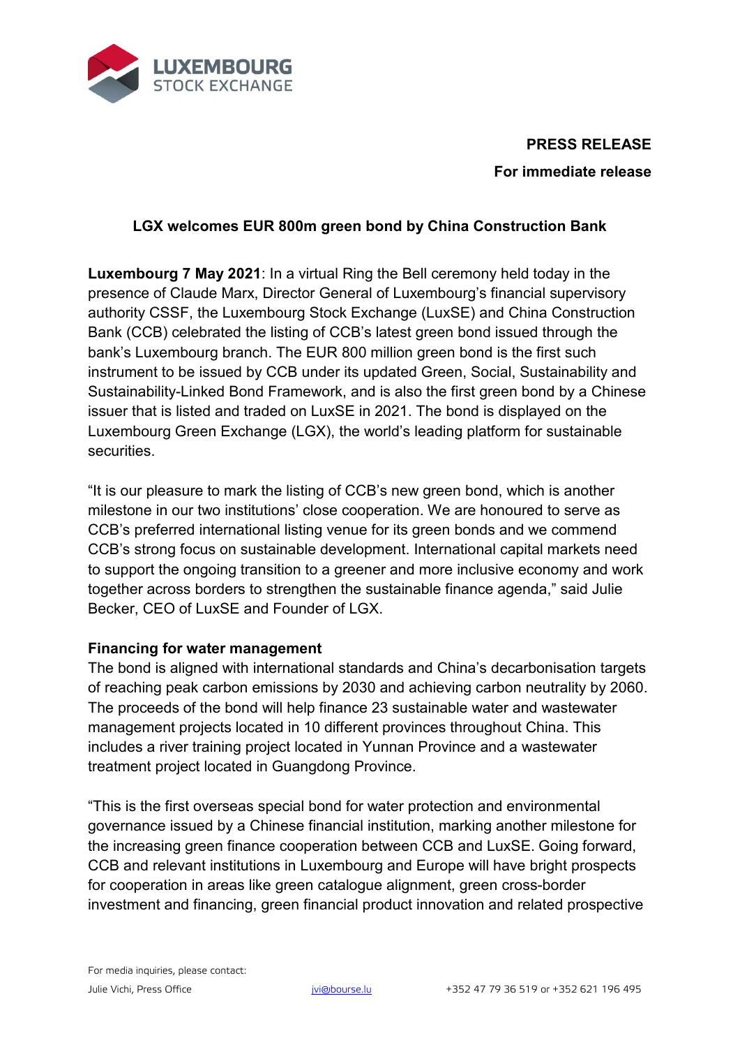**PRESS RELEASE**

**For immediate release**

## LGX welcomes EUR 800m green bond by China Construction Bank

**Luxembourg 7 May 2021**: In a virtual Ring the Bell ceremony held today in the presence of Claude Marx, Director General of Luxembourg's financial supervisory authority CSSF, the Luxembourg Stock Exchange (LuxSE) and China Construction Bank (CCB) celebrated the listing of CCB's latest green bond issued through the bank's Luxembourg branch. The EUR 800 million green bond is the first such instrument to be issued by CCB under its updated Green, Social, Sustainability and Sustainability-Linked Bond Framework, and is also the first green bond by a Chinese issuer that is listed and traded on LuxSE in 2021. The bond is displayed on the Luxembourg Green Exchange (LGX), the world's leading platform for sustainable securities.

"It is our pleasure to mark the listing of CCB's new green bond, which is another milestone in our two institutions' close cooperation. We are honoured to serve as CCB's preferred international listing venue for its green bonds and we commend CCB's strong focus on sustainable development. International capital markets need to support the ongoing transition to a greener and more inclusive economy and work together across borders to strengthen the sustainable finance agenda," said Julie Becker, CEO of LuxSE and Founder of LGX.

**Financing for water management**

The bond is aligned with international standards and China's decarbonisation targets of reaching peak carbon emissions by 2030 and achieving carbon neutrality by 2060. The proceeds of the bond will help finance 23 sustainable water and wastewater management projects located in 10 different provinces throughout China. This includes a river training project located in Yunnan Province and a wastewater treatment project located in Guangdong Province.

"This is the first overseas special bond for water protection and environmental governance issued by a Chinese financial institution, marking another milestone for the increasing green finance cooperation between CCB and LuxSE. Going forward, CCB and relevant institutions in Luxembourg and Europe will have bright prospects for cooperation in areas like green catalogue alignment, green cross-border investment and financing, green financial product innovation and related prospective

For media inquiries, please contact:
Julie Vichi, Press Office jvi@bourse.lu +352 47 79 36 519 or +352 621 196 495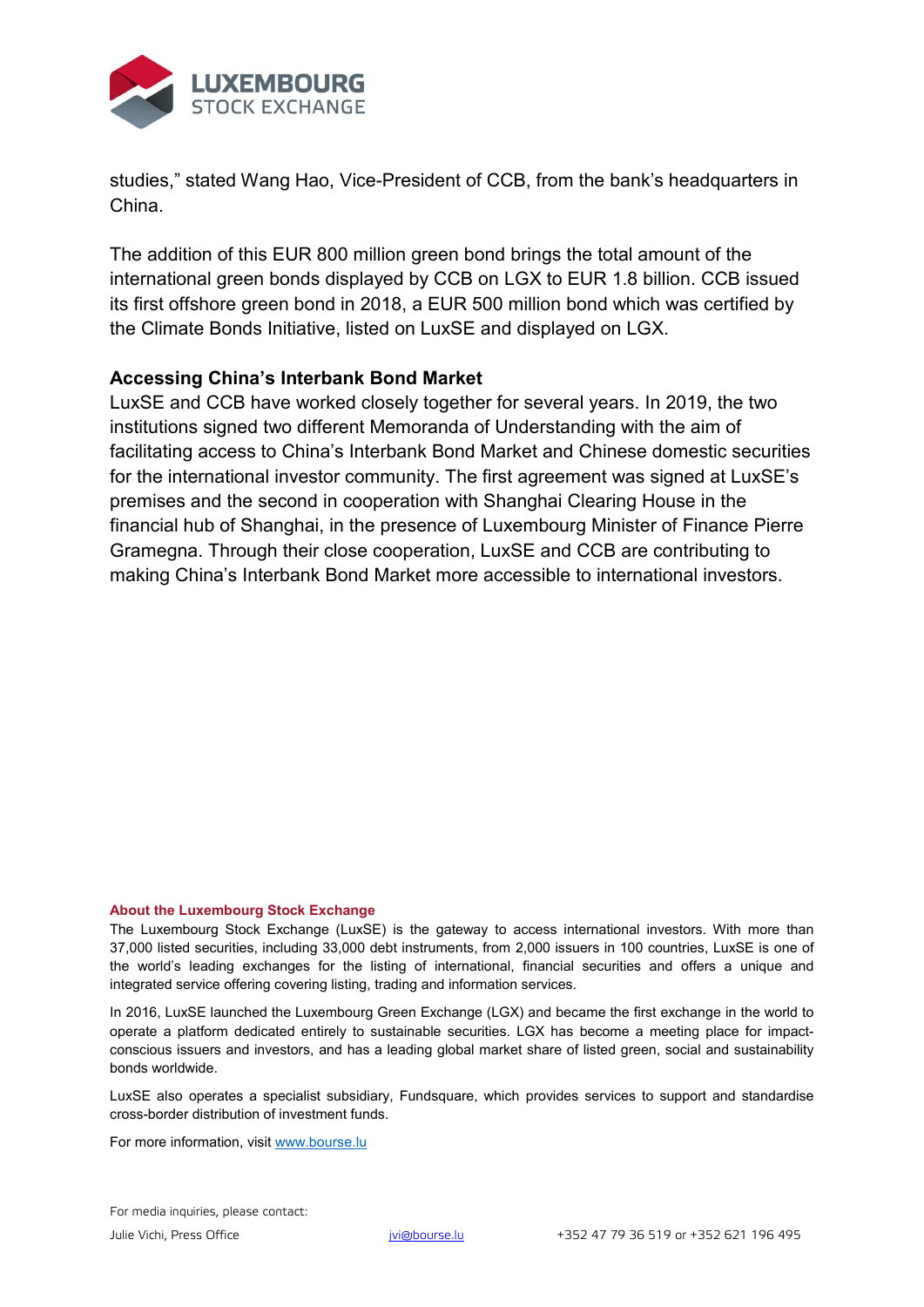studies," stated Wang Hao, Vice-President of CCB, from the bank's headquarters in China.

The addition of this EUR 800 million green bond brings the total amount of the international green bonds displayed by CCB on LGX to EUR 1.8 billion. CCB issued its first offshore green bond in 2018, a EUR 500 million bond which was certified by the Climate Bonds Initiative, listed on LuxSE and displayed on LGX.

## Accessing China's Interbank Bond Market

LuxSE and CCB have worked closely together for several years. In 2019, the two institutions signed two different Memoranda of Understanding with the aim of facilitating access to China's Interbank Bond Market and Chinese domestic securities for the international investor community. The first agreement was signed at LuxSE's premises and the second in cooperation with Shanghai Clearing House in the financial hub of Shanghai, in the presence of Luxembourg Minister of Finance Pierre Gramegna. Through their close cooperation, LuxSE and CCB are contributing to making China's Interbank Bond Market more accessible to international investors.

**About the Luxembourg Stock Exchange**

The Luxembourg Stock Exchange (LuxSE) is the gateway to access international investors. With more than 37,000 listed securities, including 33,000 debt instruments, from 2,000 issuers in 100 countries, LuxSE is one of the world's leading exchanges for the listing of international, financial securities and offers a unique and integrated service offering covering listing, trading and information services.

In 2016, LuxSE launched the Luxembourg Green Exchange (LGX) and became the first exchange in the world to operate a platform dedicated entirely to sustainable securities. LGX has become a meeting place for impact-conscious issuers and investors, and has a leading global market share of listed green, social and sustainability bonds worldwide.

LuxSE also operates a specialist subsidiary, Fundsquare, which provides services to support and standardise cross-border distribution of investment funds.

For more information, visit www.bourse.lu

For media inquiries, please contact:

Julie Vichi, Press Office jvi@bourse.lu +352 47 79 36 519 or +352 621 196 495